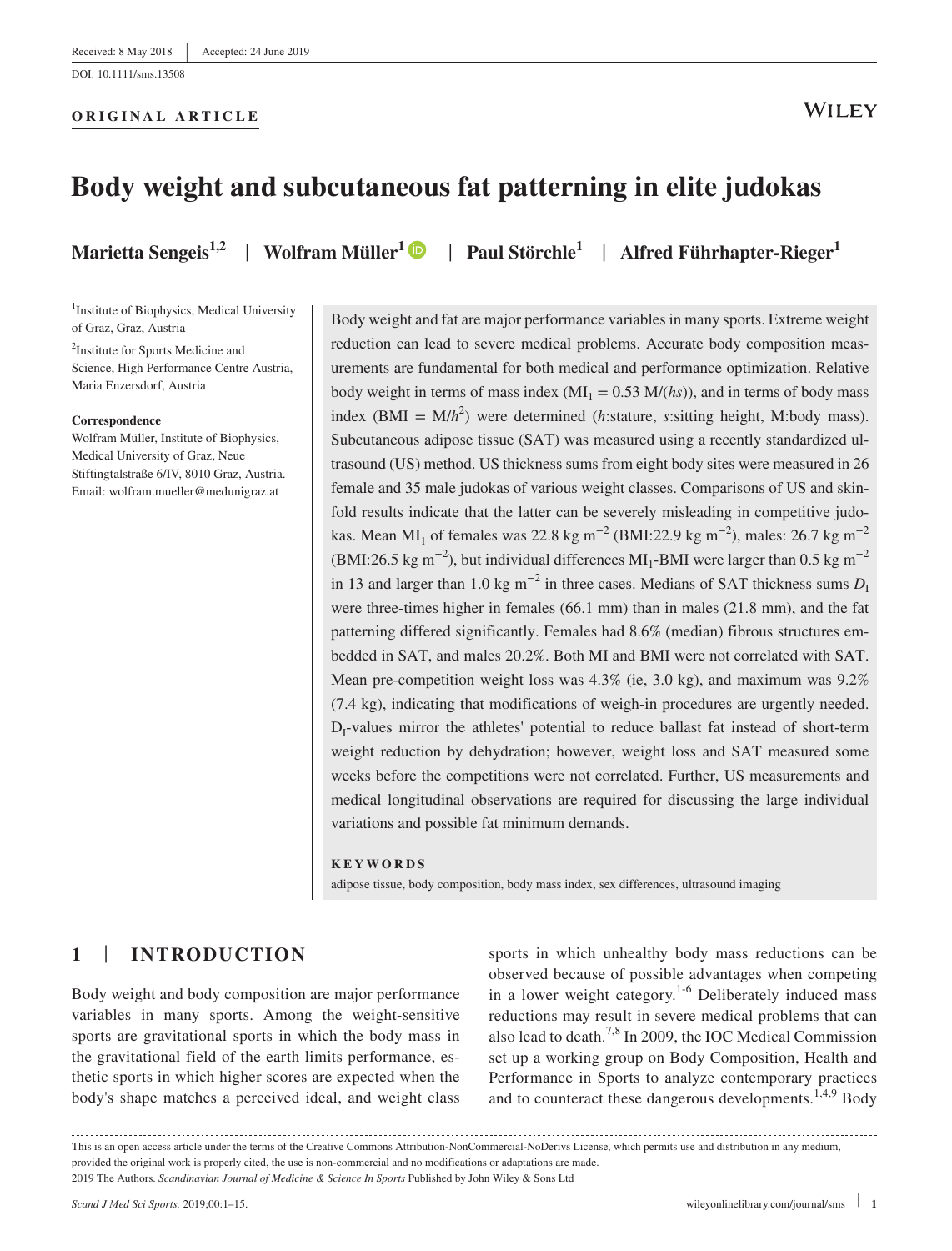Received: 8 May 2018 | Accepted: 24 June 2019

DOI: 10.1111/sms.13508

**ORIGINAL ARTICLE**

# Body weight and subcutaneous fat patterning in elite judokas

**Marietta Sengeis[1,2] | Wolfram Müller[1] | Paul Störchle[1] | Alfred Führhapter-Rieger[1]**

[1]Institute of Biophysics, Medical University of Graz, Graz, Austria

[2]Institute for Sports Medicine and Science, High Performance Centre Austria, Maria Enzersdorf, Austria

**Correspondence**
Wolfram Müller, Institute of Biophysics, Medical University of Graz, Neue Stiftingtalstraße 6/IV, 8010 Graz, Austria.
Email: wolfram.mueller@medunigraz.at

Body weight and fat are major performance variables in many sports. Extreme weight reduction can lead to severe medical problems. Accurate body composition measurements are fundamental for both medical and performance optimization. Relative body weight in terms of mass index ($MI_1 = 0.53\ M/(hs)$), and in terms of body mass index ($BMI = M/h^2$) were determined ($h$:stature, $s$:sitting height, M:body mass). Subcutaneous adipose tissue (SAT) was measured using a recently standardized ultrasound (US) method. US thickness sums from eight body sites were measured in 26 female and 35 male judokas of various weight classes. Comparisons of US and skinfold results indicate that the latter can be severely misleading in competitive judokas. Mean $MI_1$ of females was 22.8 kg m$^{-2}$ (BMI:22.9 kg m$^{-2}$), males: 26.7 kg m$^{-2}$ (BMI:26.5 kg m$^{-2}$), but individual differences $MI_1$-BMI were larger than 0.5 kg m$^{-2}$ in 13 and larger than 1.0 kg m$^{-2}$ in three cases. Medians of SAT thickness sums $D_I$ were three-times higher in females (66.1 mm) than in males (21.8 mm), and the fat patterning differed significantly. Females had 8.6% (median) fibrous structures embedded in SAT, and males 20.2%. Both MI and BMI were not correlated with SAT. Mean pre-competition weight loss was 4.3% (ie, 3.0 kg), and maximum was 9.2% (7.4 kg), indicating that modifications of weigh-in procedures are urgently needed. $D_I$-values mirror the athletes' potential to reduce ballast fat instead of short-term weight reduction by dehydration; however, weight loss and SAT measured some weeks before the competitions were not correlated. Further, US measurements and medical longitudinal observations are required for discussing the large individual variations and possible fat minimum demands.

**KEYWORDS**

adipose tissue, body composition, body mass index, sex differences, ultrasound imaging

## 1 | INTRODUCTION

Body weight and body composition are major performance variables in many sports. Among the weight-sensitive sports are gravitational sports in which the body mass in the gravitational field of the earth limits performance, esthetic sports in which higher scores are expected when the body's shape matches a perceived ideal, and weight class sports in which unhealthy body mass reductions can be observed because of possible advantages when competing in a lower weight category.[1-6] Deliberately induced mass reductions may result in severe medical problems that can also lead to death.[7,8] In 2009, the IOC Medical Commission set up a working group on Body Composition, Health and Performance in Sports to analyze contemporary practices and to counteract these dangerous developments.[1,4,9] Body

This is an open access article under the terms of the Creative Commons Attribution-NonCommercial-NoDerivs License, which permits use and distribution in any medium, provided the original work is properly cited, the use is non-commercial and no modifications or adaptations are made.
2019 The Authors. *Scandinavian Journal of Medicine & Science In Sports* Published by John Wiley & Sons Ltd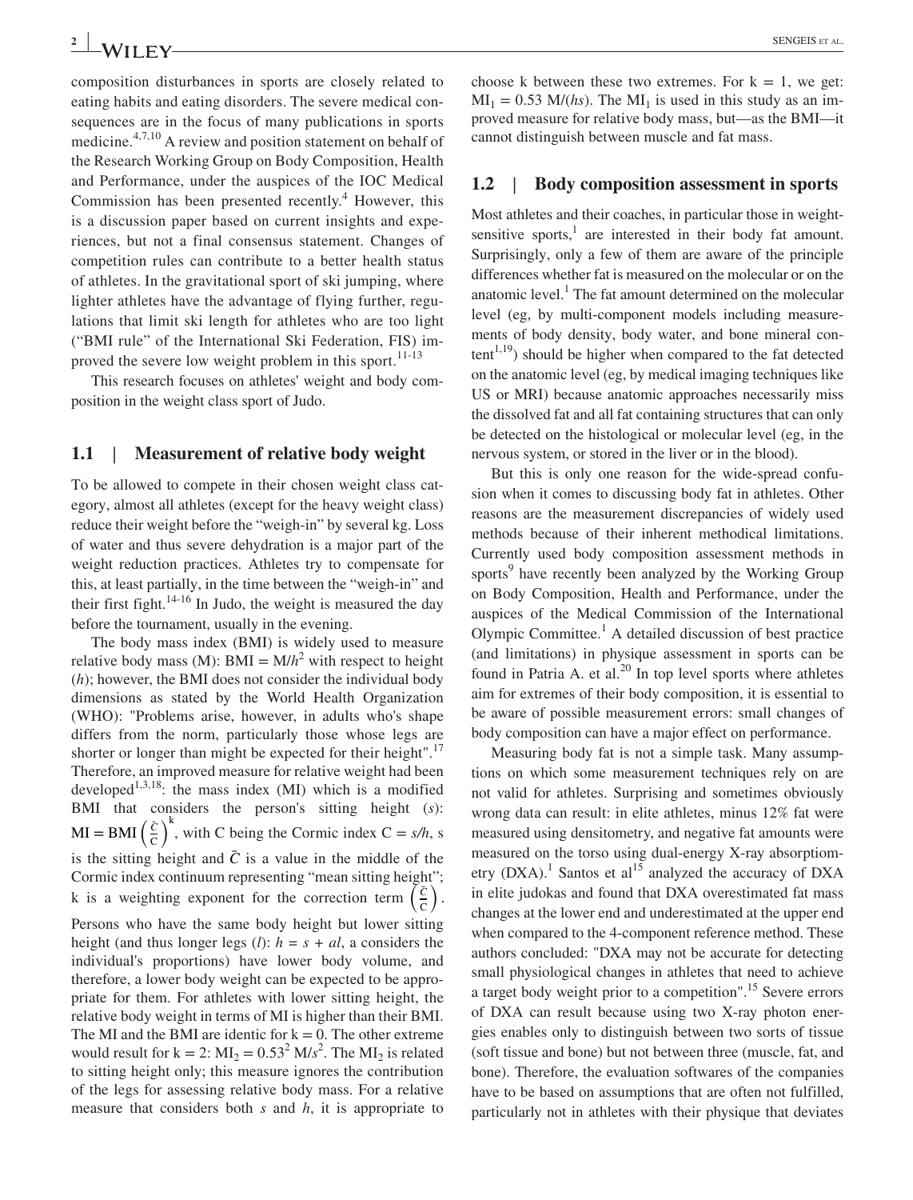composition disturbances in sports are closely related to eating habits and eating disorders. The severe medical consequences are in the focus of many publications in sports medicine.[4,7,10] A review and position statement on behalf of the Research Working Group on Body Composition, Health and Performance, under the auspices of the IOC Medical Commission has been presented recently.[4] However, this is a discussion paper based on current insights and experiences, but not a final consensus statement. Changes of competition rules can contribute to a better health status of athletes. In the gravitational sport of ski jumping, where lighter athletes have the advantage of flying further, regulations that limit ski length for athletes who are too light ("BMI rule" of the International Ski Federation, FIS) improved the severe low weight problem in this sport.[11-13]

This research focuses on athletes' weight and body composition in the weight class sport of Judo.

## 1.1 | Measurement of relative body weight

To be allowed to compete in their chosen weight class category, almost all athletes (except for the heavy weight class) reduce their weight before the "weigh-in" by several kg. Loss of water and thus severe dehydration is a major part of the weight reduction practices. Athletes try to compensate for this, at least partially, in the time between the "weigh-in" and their first fight.[14-16] In Judo, the weight is measured the day before the tournament, usually in the evening.

The body mass index (BMI) is widely used to measure relative body mass (M): $\text{BMI} = \text{M}/h^2$ with respect to height ($h$); however, the BMI does not consider the individual body dimensions as stated by the World Health Organization (WHO): "Problems arise, however, in adults who's shape differs from the norm, particularly those whose legs are shorter or longer than might be expected for their height".[17] Therefore, an improved measure for relative weight had been developed[1,3,18]: the mass index (MI) which is a modified BMI that considers the person's sitting height ($s$): $\text{MI} = \text{BMI}\left(\frac{\bar{C}}{\text{C}}\right)^{\text{k}}$, with C being the Cormic index $\text{C} = s/h$, s is the sitting height and $\bar{C}$ is a value in the middle of the Cormic index continuum representing "mean sitting height"; k is a weighting exponent for the correction term $\left(\frac{\bar{C}}{\text{C}}\right)$. Persons who have the same body height but lower sitting height (and thus longer legs ($l$): $h = s + al$, a considers the individual's proportions) have lower body volume, and therefore, a lower body weight can be expected to be appropriate for them. For athletes with lower sitting height, the relative body weight in terms of MI is higher than their BMI. The MI and the BMI are identic for $\text{k} = 0$. The other extreme would result for $\text{k} = 2$: $\text{MI}_2 = 0.53^2\ \text{M}/s^2$. The $\text{MI}_2$ is related to sitting height only; this measure ignores the contribution of the legs for assessing relative body mass. For a relative measure that considers both $s$ and $h$, it is appropriate to choose k between these two extremes. For $\text{k} = 1$, we get: $\text{MI}_1 = 0.53\ \text{M}/(hs)$. The $\text{MI}_1$ is used in this study as an improved measure for relative body mass, but—as the BMI—it cannot distinguish between muscle and fat mass.

## 1.2 | Body composition assessment in sports

Most athletes and their coaches, in particular those in weight-sensitive sports,[1] are interested in their body fat amount. Surprisingly, only a few of them are aware of the principle differences whether fat is measured on the molecular or on the anatomic level.[1] The fat amount determined on the molecular level (eg, by multi-component models including measurements of body density, body water, and bone mineral content[1,19]) should be higher when compared to the fat detected on the anatomic level (eg, by medical imaging techniques like US or MRI) because anatomic approaches necessarily miss the dissolved fat and all fat containing structures that can only be detected on the histological or molecular level (eg, in the nervous system, or stored in the liver or in the blood).

But this is only one reason for the wide-spread confusion when it comes to discussing body fat in athletes. Other reasons are the measurement discrepancies of widely used methods because of their inherent methodical limitations. Currently used body composition assessment methods in sports[9] have recently been analyzed by the Working Group on Body Composition, Health and Performance, under the auspices of the Medical Commission of the International Olympic Committee.[1] A detailed discussion of best practice (and limitations) in physique assessment in sports can be found in Patria A. et al.[20] In top level sports where athletes aim for extremes of their body composition, it is essential to be aware of possible measurement errors: small changes of body composition can have a major effect on performance.

Measuring body fat is not a simple task. Many assumptions on which some measurement techniques rely on are not valid for athletes. Surprising and sometimes obviously wrong data can result: in elite athletes, minus 12% fat were measured using densitometry, and negative fat amounts were measured on the torso using dual-energy X-ray absorptiometry (DXA).[1] Santos et al[15] analyzed the accuracy of DXA in elite judokas and found that DXA overestimated fat mass changes at the lower end and underestimated at the upper end when compared to the 4-component reference method. These authors concluded: "DXA may not be accurate for detecting small physiological changes in athletes that need to achieve a target body weight prior to a competition".[15] Severe errors of DXA can result because using two X-ray photon energies enables only to distinguish between two sorts of tissue (soft tissue and bone) but not between three (muscle, fat, and bone). Therefore, the evaluation softwares of the companies have to be based on assumptions that are often not fulfilled, particularly not in athletes with their physique that deviates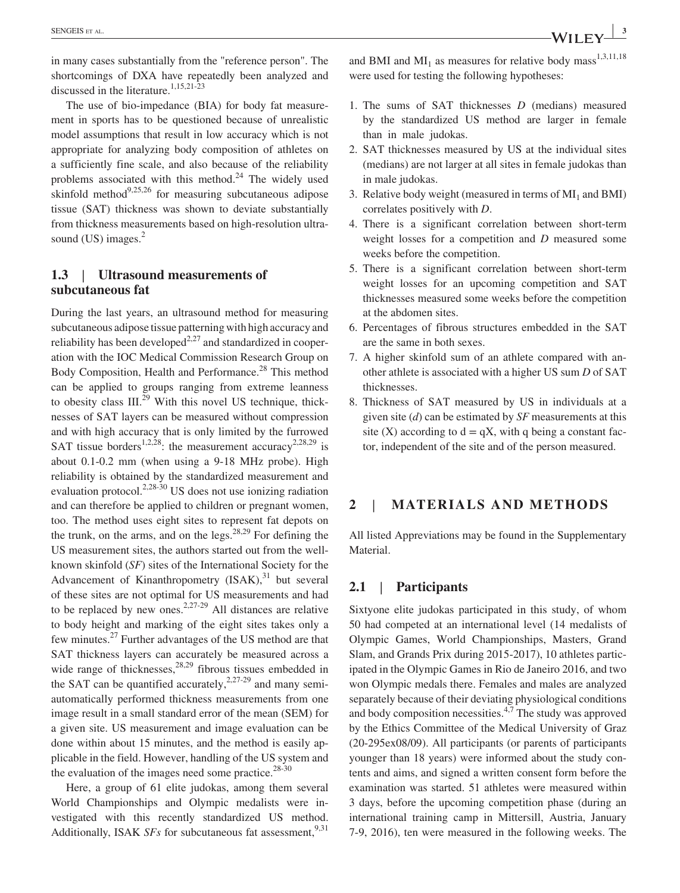in many cases substantially from the "reference person". The shortcomings of DXA have repeatedly been analyzed and discussed in the literature.[1,15,21-23]

The use of bio-impedance (BIA) for body fat measurement in sports has to be questioned because of unrealistic model assumptions that result in low accuracy which is not appropriate for analyzing body composition of athletes on a sufficiently fine scale, and also because of the reliability problems associated with this method.[24] The widely used skinfold method[9,25,26] for measuring subcutaneous adipose tissue (SAT) thickness was shown to deviate substantially from thickness measurements based on high-resolution ultrasound (US) images.[2]

### 1.3 | Ultrasound measurements of subcutaneous fat

During the last years, an ultrasound method for measuring subcutaneous adipose tissue patterning with high accuracy and reliability has been developed[2,27] and standardized in cooperation with the IOC Medical Commission Research Group on Body Composition, Health and Performance.[28] This method can be applied to groups ranging from extreme leanness to obesity class III.[29] With this novel US technique, thicknesses of SAT layers can be measured without compression and with high accuracy that is only limited by the furrowed SAT tissue borders[1,2,28]: the measurement accuracy[2,28,29] is about 0.1-0.2 mm (when using a 9-18 MHz probe). High reliability is obtained by the standardized measurement and evaluation protocol.[2,28-30] US does not use ionizing radiation and can therefore be applied to children or pregnant women, too. The method uses eight sites to represent fat depots on the trunk, on the arms, and on the legs.[28,29] For defining the US measurement sites, the authors started out from the well-known skinfold (*SF*) sites of the International Society for the Advancement of Kinanthropometry (ISAK),[31] but several of these sites are not optimal for US measurements and had to be replaced by new ones.[2,27-29] All distances are relative to body height and marking of the eight sites takes only a few minutes.[27] Further advantages of the US method are that SAT thickness layers can accurately be measured across a wide range of thicknesses,[28,29] fibrous tissues embedded in the SAT can be quantified accurately,[2,27-29] and many semi-automatically performed thickness measurements from one image result in a small standard error of the mean (SEM) for a given site. US measurement and image evaluation can be done within about 15 minutes, and the method is easily applicable in the field. However, handling of the US system and the evaluation of the images need some practice.[28-30]

Here, a group of 61 elite judokas, among them several World Championships and Olympic medalists were investigated with this recently standardized US method. Additionally, ISAK *SFs* for subcutaneous fat assessment,[9,31] and BMI and $MI_1$ as measures for relative body mass[1,3,11,18] were used for testing the following hypotheses:

1. The sums of SAT thicknesses *D* (medians) measured by the standardized US method are larger in female than in male judokas.
2. SAT thicknesses measured by US at the individual sites (medians) are not larger at all sites in female judokas than in male judokas.
3. Relative body weight (measured in terms of $MI_1$ and BMI) correlates positively with *D*.
4. There is a significant correlation between short-term weight losses for a competition and *D* measured some weeks before the competition.
5. There is a significant correlation between short-term weight losses for an upcoming competition and SAT thicknesses measured some weeks before the competition at the abdomen sites.
6. Percentages of fibrous structures embedded in the SAT are the same in both sexes.
7. A higher skinfold sum of an athlete compared with another athlete is associated with a higher US sum *D* of SAT thicknesses.
8. Thickness of SAT measured by US in individuals at a given site ($d$) can be estimated by *SF* measurements at this site (X) according to $d = qX$, with q being a constant factor, independent of the site and of the person measured.

## 2 | MATERIALS AND METHODS

All listed Appreviations may be found in the Supplementary Material.

### 2.1 | Participants

Sixtyone elite judokas participated in this study, of whom 50 had competed at an international level (14 medalists of Olympic Games, World Championships, Masters, Grand Slam, and Grands Prix during 2015-2017), 10 athletes participated in the Olympic Games in Rio de Janeiro 2016, and two won Olympic medals there. Females and males are analyzed separately because of their deviating physiological conditions and body composition necessities.[4,7] The study was approved by the Ethics Committee of the Medical University of Graz (20-295ex08/09). All participants (or parents of participants younger than 18 years) were informed about the study contents and aims, and signed a written consent form before the examination was started. 51 athletes were measured within 3 days, before the upcoming competition phase (during an international training camp in Mittersill, Austria, January 7-9, 2016), ten were measured in the following weeks. The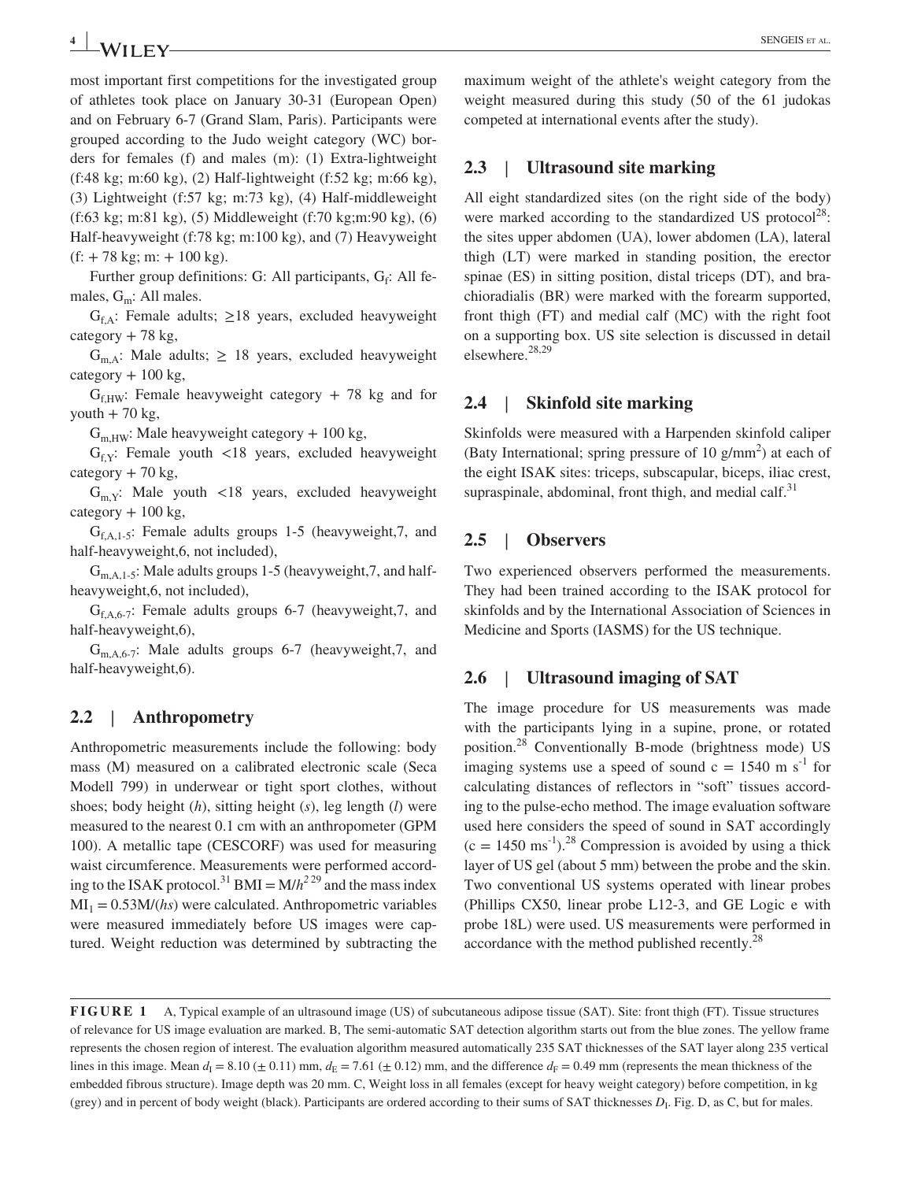most important first competitions for the investigated group of athletes took place on January 30-31 (European Open) and on February 6-7 (Grand Slam, Paris). Participants were grouped according to the Judo weight category (WC) borders for females (f) and males (m): (1) Extra-lightweight (f:48 kg; m:60 kg), (2) Half-lightweight (f:52 kg; m:66 kg), (3) Lightweight (f:57 kg; m:73 kg), (4) Half-middleweight (f:63 kg; m:81 kg), (5) Middleweight (f:70 kg;m:90 kg), (6) Half-heavyweight (f:78 kg; m:100 kg), and (7) Heavyweight (f: + 78 kg; m: + 100 kg).

Further group definitions: G: All participants, $G_f$: All females, $G_m$: All males.

$G_{f,A}$: Female adults; ≥18 years, excluded heavyweight category + 78 kg,

$G_{m,A}$: Male adults; ≥ 18 years, excluded heavyweight category + 100 kg,

$G_{f,HW}$: Female heavyweight category + 78 kg and for youth + 70 kg,

$G_{m,HW}$: Male heavyweight category + 100 kg,

$G_{f,Y}$: Female youth <18 years, excluded heavyweight category + 70 kg,

$G_{m,Y}$: Male youth <18 years, excluded heavyweight category + 100 kg,

$G_{f,A,1\text{-}5}$: Female adults groups 1-5 (heavyweight,7, and half-heavyweight,6, not included),

$G_{m,A,1\text{-}5}$: Male adults groups 1-5 (heavyweight,7, and half-heavyweight,6, not included),

$G_{f,A,6\text{-}7}$: Female adults groups 6-7 (heavyweight,7, and half-heavyweight,6),

$G_{m,A,6\text{-}7}$: Male adults groups 6-7 (heavyweight,7, and half-heavyweight,6).

## 2.2 | Anthropometry

Anthropometric measurements include the following: body mass (M) measured on a calibrated electronic scale (Seca Modell 799) in underwear or tight sport clothes, without shoes; body height ($h$), sitting height ($s$), leg length ($l$) were measured to the nearest 0.1 cm with an anthropometer (GPM 100). A metallic tape (CESCORF) was used for measuring waist circumference. Measurements were performed according to the ISAK protocol.[31] $\text{BMI} = \text{M}/h^2$ [29] and the mass index $\text{MI}_1 = 0.53\text{M}/(hs)$ were calculated. Anthropometric variables were measured immediately before US images were captured. Weight reduction was determined by subtracting the maximum weight of the athlete's weight category from the weight measured during this study (50 of the 61 judokas competed at international events after the study).

## 2.3 | Ultrasound site marking

All eight standardized sites (on the right side of the body) were marked according to the standardized US protocol[28]: the sites upper abdomen (UA), lower abdomen (LA), lateral thigh (LT) were marked in standing position, the erector spinae (ES) in sitting position, distal triceps (DT), and brachioradialis (BR) were marked with the forearm supported, front thigh (FT) and medial calf (MC) with the right foot on a supporting box. US site selection is discussed in detail elsewhere.[28,29]

## 2.4 | Skinfold site marking

Skinfolds were measured with a Harpenden skinfold caliper (Baty International; spring pressure of 10 g/mm$^2$) at each of the eight ISAK sites: triceps, subscapular, biceps, iliac crest, supraspinale, abdominal, front thigh, and medial calf.[31]

## 2.5 | Observers

Two experienced observers performed the measurements. They had been trained according to the ISAK protocol for skinfolds and by the International Association of Sciences in Medicine and Sports (IASMS) for the US technique.

## 2.6 | Ultrasound imaging of SAT

The image procedure for US measurements was made with the participants lying in a supine, prone, or rotated position.[28] Conventionally B-mode (brightness mode) US imaging systems use a speed of sound $c = 1540 \text{ m s}^{-1}$ for calculating distances of reflectors in "soft" tissues according to the pulse-echo method. The image evaluation software used here considers the speed of sound in SAT accordingly ($c = 1450 \text{ ms}^{-1}$).[28] Compression is avoided by using a thick layer of US gel (about 5 mm) between the probe and the skin. Two conventional US systems operated with linear probes (Phillips CX50, linear probe L12-3, and GE Logic e with probe 18L) were used. US measurements were performed in accordance with the method published recently.[28]

**FIGURE 1** A, Typical example of an ultrasound image (US) of subcutaneous adipose tissue (SAT). Site: front thigh (FT). Tissue structures of relevance for US image evaluation are marked. B, The semi-automatic SAT detection algorithm starts out from the blue zones. The yellow frame represents the chosen region of interest. The evaluation algorithm measured automatically 235 SAT thicknesses of the SAT layer along 235 vertical lines in this image. Mean $d_I = 8.10$ (± 0.11) mm, $d_E = 7.61$ (± 0.12) mm, and the difference $d_F = 0.49$ mm (represents the mean thickness of the embedded fibrous structure). Image depth was 20 mm. C, Weight loss in all females (except for heavy weight category) before competition, in kg (grey) and in percent of body weight (black). Participants are ordered according to their sums of SAT thicknesses $D_I$. Fig. D, as C, but for males.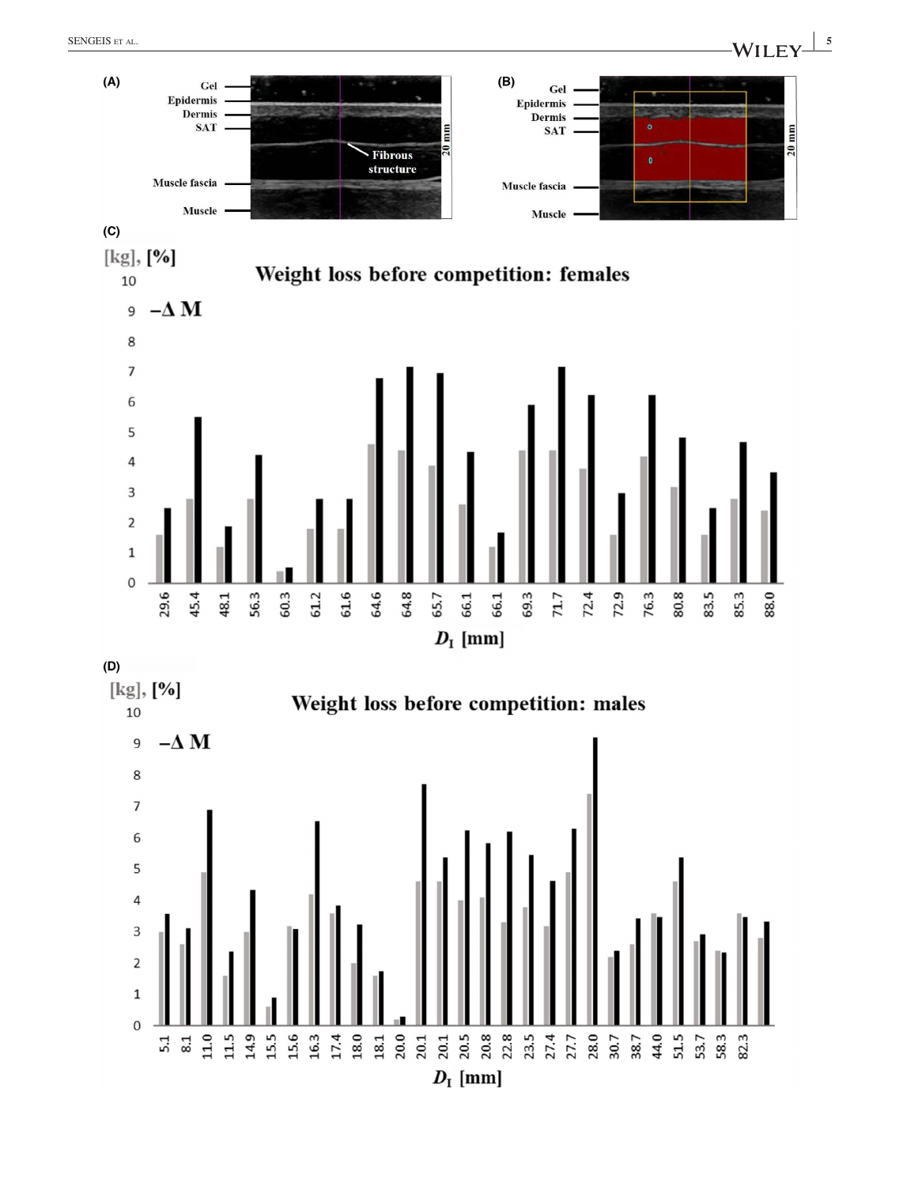(A)

Gel
Epidermis
Dermis
SAT
Fibrous structure
Muscle fascia
Muscle
20 mm

(B)

Gel
Epidermis
Dermis
SAT
Muscle fascia
Muscle
20 mm

(C)

**Weight loss before competition: females**

[kg], [%]

$-\Delta$ M

$D_I$ [mm]

29.6, 45.4, 48.1, 56.3, 60.3, 61.2, 61.6, 64.6, 64.8, 65.7, 66.1, 66.1, 69.3, 71.7, 72.4, 72.9, 76.3, 80.8, 83.5, 85.3, 88.0

(D)

**Weight loss before competition: males**

[kg], [%]

$-\Delta$ M

$D_I$ [mm]

5.1, 8.1, 11.0, 11.5, 14.9, 15.5, 15.6, 16.3, 17.4, 18.0, 18.1, 20.0, 20.1, 20.1, 20.5, 20.8, 22.8, 23.5, 27.4, 27.7, 28.0, 30.7, 38.7, 44.0, 51.5, 53.7, 58.3, 82.3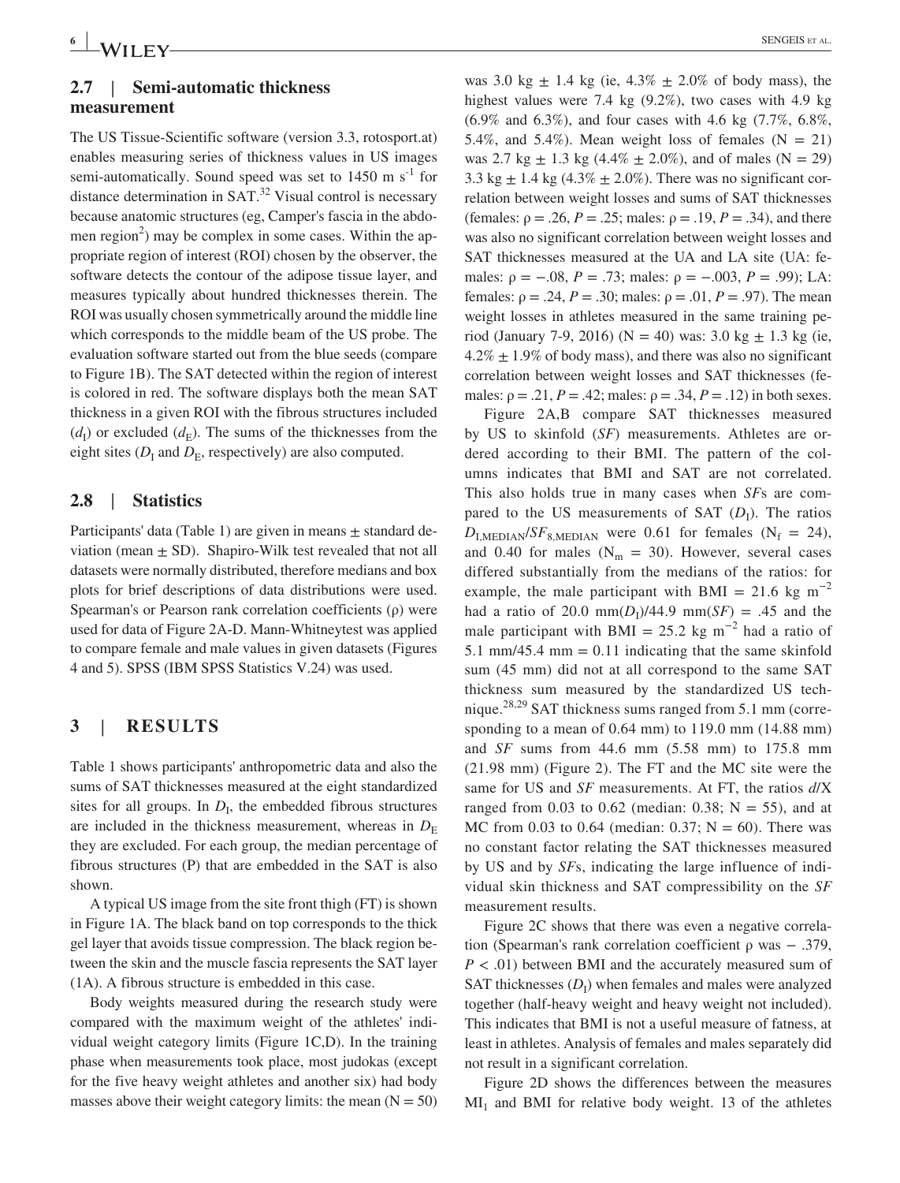### 2.7 | Semi-automatic thickness measurement

The US Tissue-Scientific software (version 3.3, rotosport.at) enables measuring series of thickness values in US images semi-automatically. Sound speed was set to 1450 m $s^{-1}$ for distance determination in SAT.[32] Visual control is necessary because anatomic structures (eg, Camper's fascia in the abdomen region[2]) may be complex in some cases. Within the appropriate region of interest (ROI) chosen by the observer, the software detects the contour of the adipose tissue layer, and measures typically about hundred thicknesses therein. The ROI was usually chosen symmetrically around the middle line which corresponds to the middle beam of the US probe. The evaluation software started out from the blue seeds (compare to Figure 1B). The SAT detected within the region of interest is colored in red. The software displays both the mean SAT thickness in a given ROI with the fibrous structures included ($d_I$) or excluded ($d_E$). The sums of the thicknesses from the eight sites ($D_I$ and $D_E$, respectively) are also computed.

### 2.8 | Statistics

Participants' data (Table 1) are given in means ± standard deviation (mean ± SD). Shapiro-Wilk test revealed that not all datasets were normally distributed, therefore medians and box plots for brief descriptions of data distributions were used. Spearman's or Pearson rank correlation coefficients (ρ) were used for data of Figure 2A-D. Mann-Whitneytest was applied to compare female and male values in given datasets (Figures 4 and 5). SPSS (IBM SPSS Statistics V.24) was used.

## 3 | RESULTS

Table 1 shows participants' anthropometric data and also the sums of SAT thicknesses measured at the eight standardized sites for all groups. In $D_I$, the embedded fibrous structures are included in the thickness measurement, whereas in $D_E$ they are excluded. For each group, the median percentage of fibrous structures (P) that are embedded in the SAT is also shown.

A typical US image from the site front thigh (FT) is shown in Figure 1A. The black band on top corresponds to the thick gel layer that avoids tissue compression. The black region between the skin and the muscle fascia represents the SAT layer (1A). A fibrous structure is embedded in this case.

Body weights measured during the research study were compared with the maximum weight of the athletes' individual weight category limits (Figure 1C,D). In the training phase when measurements took place, most judokas (except for the five heavy weight athletes and another six) had body masses above their weight category limits: the mean (N = 50) was 3.0 kg ± 1.4 kg (ie, 4.3% ± 2.0% of body mass), the highest values were 7.4 kg (9.2%), two cases with 4.9 kg (6.9% and 6.3%), and four cases with 4.6 kg (7.7%, 6.8%, 5.4%, and 5.4%). Mean weight loss of females (N = 21) was 2.7 kg ± 1.3 kg (4.4% ± 2.0%), and of males (N = 29) 3.3 kg ± 1.4 kg (4.3% ± 2.0%). There was no significant correlation between weight losses and sums of SAT thicknesses (females: ρ = .26, $P = .25$; males: ρ = .19, $P = .34$), and there was also no significant correlation between weight losses and SAT thicknesses measured at the UA and LA site (UA: females: ρ = −.08, $P = .73$; males: ρ = −.003, $P = .99$); LA: females: ρ = .24, $P = .30$; males: ρ = .01, $P = .97$). The mean weight losses in athletes measured in the same training period (January 7-9, 2016) (N = 40) was: 3.0 kg ± 1.3 kg (ie, 4.2% ± 1.9% of body mass), and there was also no significant correlation between weight losses and SAT thicknesses (females: ρ = .21, $P = .42$; males: ρ = .34, $P = .12$) in both sexes.

Figure 2A,B compare SAT thicknesses measured by US to skinfold (*SF*) measurements. Athletes are ordered according to their BMI. The pattern of the columns indicates that BMI and SAT are not correlated. This also holds true in many cases when *SF*s are compared to the US measurements of SAT ($D_I$). The ratios $D_{I,MEDIAN}/SF_{8,MEDIAN}$ were 0.61 for females ($N_f = 24$), and 0.40 for males ($N_m = 30$). However, several cases differed substantially from the medians of the ratios: for example, the male participant with BMI = 21.6 kg $m^{-2}$ had a ratio of 20.0 mm($D_I$)/44.9 mm(*SF*) = .45 and the male participant with BMI = 25.2 kg $m^{-2}$ had a ratio of 5.1 mm/45.4 mm = 0.11 indicating that the same skinfold sum (45 mm) did not at all correspond to the same SAT thickness sum measured by the standardized US technique.[28,29] SAT thickness sums ranged from 5.1 mm (corresponding to a mean of 0.64 mm) to 119.0 mm (14.88 mm) and *SF* sums from 44.6 mm (5.58 mm) to 175.8 mm (21.98 mm) (Figure 2). The FT and the MC site were the same for US and *SF* measurements. At FT, the ratios $d$/X ranged from 0.03 to 0.62 (median: 0.38; N = 55), and at MC from 0.03 to 0.64 (median: 0.37; N = 60). There was no constant factor relating the SAT thicknesses measured by US and by *SF*s, indicating the large influence of individual skin thickness and SAT compressibility on the *SF* measurement results.

Figure 2C shows that there was even a negative correlation (Spearman's rank correlation coefficient ρ was − .379, $P < .01$) between BMI and the accurately measured sum of SAT thicknesses ($D_I$) when females and males were analyzed together (half-heavy weight and heavy weight not included). This indicates that BMI is not a useful measure of fatness, at least in athletes. Analysis of females and males separately did not result in a significant correlation.

Figure 2D shows the differences between the measures $MI_1$ and BMI for relative body weight. 13 of the athletes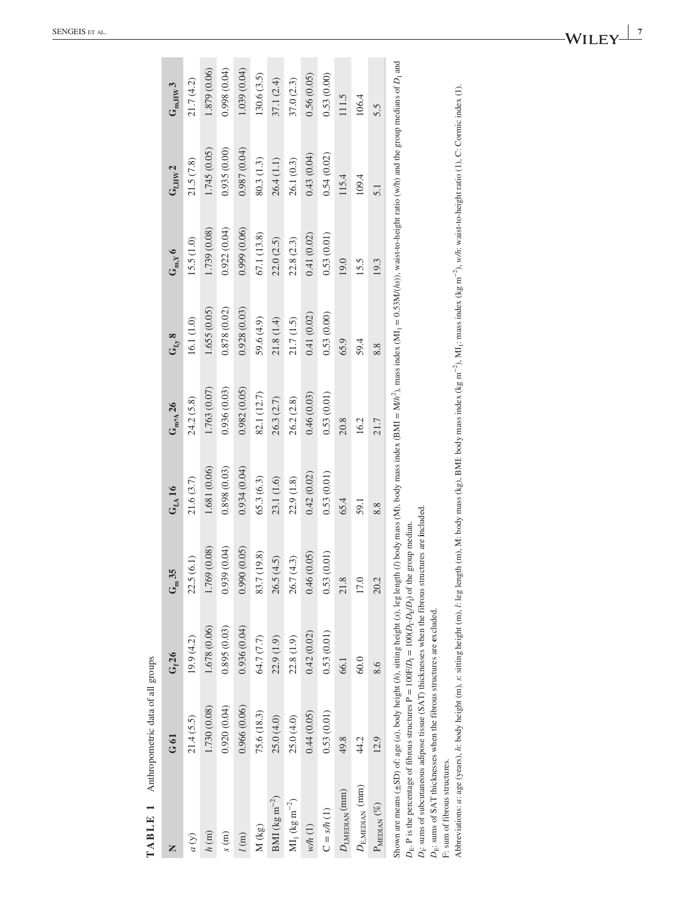**TABLE 1** Anthropometric data of all groups

| N | G 61 | $G_f$ 26 | $G_m$ 35 | $G_{f,A}$ 16 | $G_{m,A}$ 26 | $G_{f,y}$ 8 | $G_{m,Y}$ 6 | $G_{f,HW}$ 2 | $G_{m,HW}$ 3 |
|---|---|---|---|---|---|---|---|---|---|
| $a$ (y) | 21.4 (5.5) | 19.9 (4.2) | 22.5 (6.1) | 21.6 (3.7) | 24.2 (5.8) | 16.1 (1.0) | 15.5 (1.0) | 21.5 (7.8) | 21.7 (4.2) |
| $h$ (m) | 1.730 (0.08) | 1.678 (0.06) | 1.769 (0.08) | 1.681 (0.06) | 1.763 (0.07) | 1.655 (0.05) | 1.739 (0.08) | 1.745 (0.05) | 1.879 (0.06) |
| $s$ (m) | 0.920 (0.04) | 0.895 (0.03) | 0.939 (0.04) | 0.898 (0.03) | 0.936 (0.03) | 0.878 (0.02) | 0.922 (0.04) | 0.935 (0.00) | 0.998 (0.04) |
| $l$ (m) | 0.966 (0.06) | 0.936 (0.04) | 0.990 (0.05) | 0.934 (0.04) | 0.982 (0.05) | 0.928 (0.03) | 0.999 (0.06) | 0.987 (0.04) | 1.039 (0.04) |
| M (kg) | 75.6 (18.3) | 64.7 (7.7) | 83.7 (19.8) | 65.3 (6.3) | 82.1 (12.7) | 59.6 (4.9) | 67.1 (13.8) | 80.3 (1.3) | 130.6 (3.5) |
| BMI (kg $m^{-2}$) | 25.0 (4.0) | 22.9 (1.9) | 26.5 (4.5) | 23.1 (1.6) | 26.3 (2.7) | 21.8 (1.4) | 22.0 (2.5) | 26.4 (1.1) | 37.1 (2.4) |
| $MI_I$ (kg $m^{-2}$) | 25.0 (4.0) | 22.8 (1.9) | 26.7 (4.3) | 22.9 (1.8) | 26.2 (2.8) | 21.7 (1.5) | 22.8 (2.3) | 26.1 (0.3) | 37.0 (2.3) |
| $w/h$ (1) | 0.44 (0.05) | 0.42 (0.02) | 0.46 (0.05) | 0.42 (0.02) | 0.46 (0.03) | 0.41 (0.02) | 0.41 (0.02) | 0.43 (0.04) | 0.56 (0.05) |
| $C = s/h$ (1) | 0.53 (0.01) | 0.53 (0.01) | 0.53 (0.01) | 0.53 (0.01) | 0.53 (0.01) | 0.53 (0.00) | 0.53 (0.01) | 0.54 (0.02) | 0.53 (0.00) |
| $D_{I,MEDIAN}$ (mm) | 49.8 | 66.1 | 21.8 | 65.4 | 20.8 | 65.9 | 19.0 | 115.4 | 111.5 |
| $D_{E,MEDIAN}$ (mm) | 44.2 | 60.0 | 17.0 | 59.1 | 16.2 | 59.4 | 15.5 | 109.4 | 106.4 |
| $P_{MEDIAN}$ (%) | 12.9 | 8.6 | 20.2 | 8.8 | 21.7 | 8.8 | 19.3 | 5.1 | 5.5 |

Shown are means (±SD) of: age ($a$), body height ($h$), sitting height ($s$), leg length ($l$) body mass (M), body mass index (BMI = M/$h^2$), mass index ($MI_I$ = 0.53M/($hs$)), waist-to-height ratio ($w/h$) and the group medians of $D_I$ and $D_E$. P is the percentage of fibrous structures P = 100F/$D_I$ = 100($D_I$-$D_E$/$D_I$) of the group median.

$D_I$: sums of subcutaneous adipose tissue (SAT) thicknesses when the fibrous structures are included.

$D_E$: sums of SAT thicknesses when the fibrous structures are excluded.

F: sum of fibrous structures.

Abbreviations: $a$: age (years), $h$: body height (m), $s$: sitting height (m), $l$: leg length (m), M: body mass (kg), BMI: body mass index (kg $m^{-2}$), $MI_I$: mass index (kg $m^{-2}$), $w/h$: waist-to-height ratio (1), C: Cormic index (1).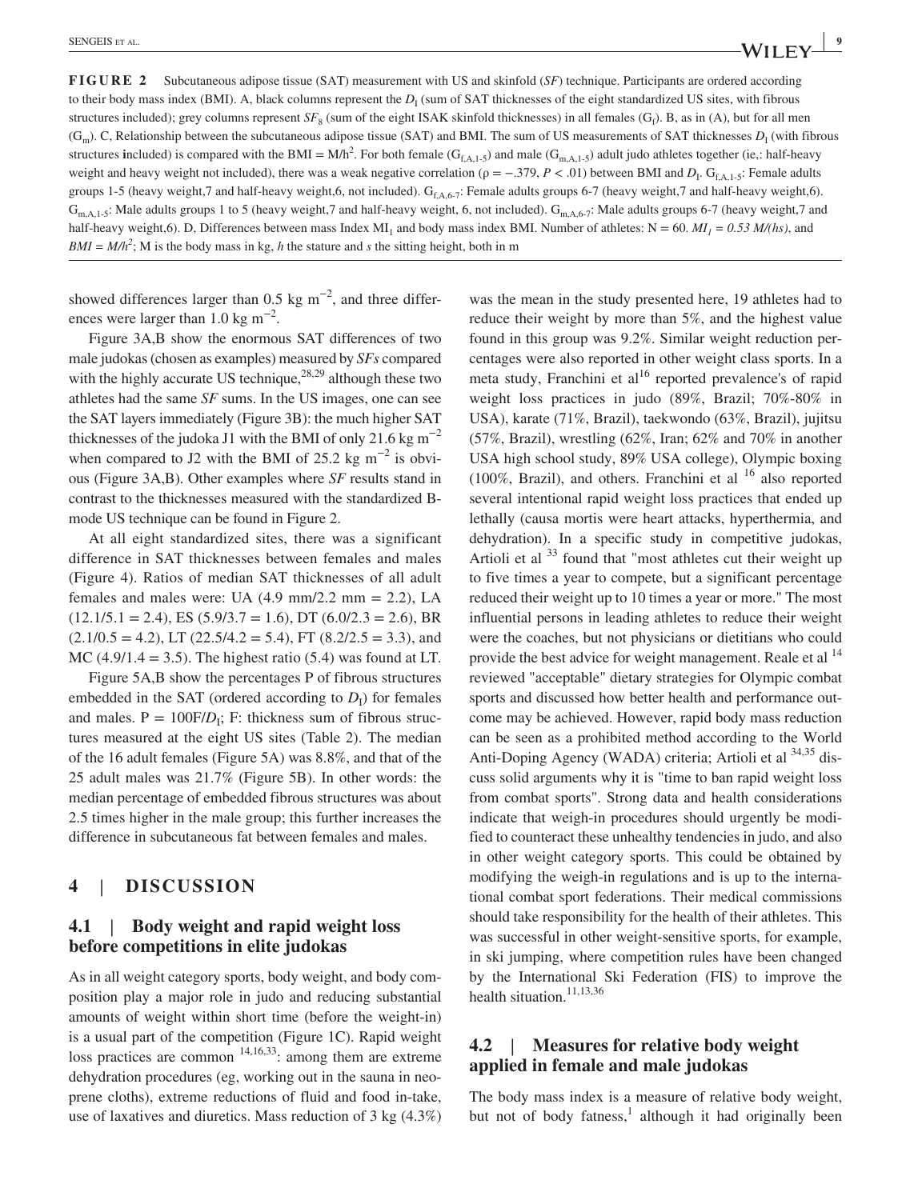**FIGURE 2** Subcutaneous adipose tissue (SAT) measurement with US and skinfold (*SF*) technique. Participants are ordered according to their body mass index (BMI). A, black columns represent the $D_I$ (sum of SAT thicknesses of the eight standardized US sites, with fibrous structures included); grey columns represent $SF_8$ (sum of the eight ISAK skinfold thicknesses) in all females ($G_f$). B, as in (A), but for all men ($G_m$). C, Relationship between the subcutaneous adipose tissue (SAT) and BMI. The sum of US measurements of SAT thicknesses $D_I$ (with fibrous structures **i**ncluded) is compared with the BMI = M/h$^2$. For both female ($G_{f,A,1\text{-}5}$) and male ($G_{m,A,1\text{-}5}$) adult judo athletes together (ie,: half-heavy weight and heavy weight not included), there was a weak negative correlation ($\rho = -.379$, $P < .01$) between BMI and $D_I$. $G_{f,A,1\text{-}5}$: Female adults groups 1-5 (heavy weight,7 and half-heavy weight,6, not included). $G_{f,A,6\text{-}7}$: Female adults groups 6-7 (heavy weight,7 and half-heavy weight,6). $G_{m,A,1\text{-}5}$: Male adults groups 1 to 5 (heavy weight,7 and half-heavy weight, 6, not included). $G_{m,A,6\text{-}7}$: Male adults groups 6-7 (heavy weight,7 and half-heavy weight,6). D, Differences between mass Index $MI_1$ and body mass index BMI. Number of athletes: N = 60. $MI_1 = 0.53\ M/(hs)$, and $BMI = M/h^2$; M is the body mass in kg, *h* the stature and *s* the sitting height, both in m

showed differences larger than 0.5 kg m$^{-2}$, and three differences were larger than 1.0 kg m$^{-2}$.

Figure 3A,B show the enormous SAT differences of two male judokas (chosen as examples) measured by *SFs* compared with the highly accurate US technique,[28,29] although these two athletes had the same *SF* sums. In the US images, one can see the SAT layers immediately (Figure 3B): the much higher SAT thicknesses of the judoka J1 with the BMI of only 21.6 kg m$^{-2}$ when compared to J2 with the BMI of 25.2 kg m$^{-2}$ is obvious (Figure 3A,B). Other examples where *SF* results stand in contrast to the thicknesses measured with the standardized B-mode US technique can be found in Figure 2.

At all eight standardized sites, there was a significant difference in SAT thicknesses between females and males (Figure 4). Ratios of median SAT thicknesses of all adult females and males were: UA (4.9 mm/2.2 mm = 2.2), LA (12.1/5.1 = 2.4), ES (5.9/3.7 = 1.6), DT (6.0/2.3 = 2.6), BR (2.1/0.5 = 4.2), LT (22.5/4.2 = 5.4), FT (8.2/2.5 = 3.3), and MC (4.9/1.4 = 3.5). The highest ratio (5.4) was found at LT.

Figure 5A,B show the percentages P of fibrous structures embedded in the SAT (ordered according to $D_I$) for females and males. $P = 100F/D_I$; F: thickness sum of fibrous structures measured at the eight US sites (Table 2). The median of the 16 adult females (Figure 5A) was 8.8%, and that of the 25 adult males was 21.7% (Figure 5B). In other words: the median percentage of embedded fibrous structures was about 2.5 times higher in the male group; this further increases the difference in subcutaneous fat between females and males.

## 4 | DISCUSSION

### 4.1 | Body weight and rapid weight loss before competitions in elite judokas

As in all weight category sports, body weight, and body composition play a major role in judo and reducing substantial amounts of weight within short time (before the weight-in) is a usual part of the competition (Figure 1C). Rapid weight loss practices are common [14,16,33]: among them are extreme dehydration procedures (eg, working out in the sauna in neoprene cloths), extreme reductions of fluid and food in-take, use of laxatives and diuretics. Mass reduction of 3 kg (4.3%) was the mean in the study presented here, 19 athletes had to reduce their weight by more than 5%, and the highest value found in this group was 9.2%. Similar weight reduction percentages were also reported in other weight class sports. In a meta study, Franchini et al[16] reported prevalence's of rapid weight loss practices in judo (89%, Brazil; 70%-80% in USA), karate (71%, Brazil), taekwondo (63%, Brazil), jujitsu (57%, Brazil), wrestling (62%, Iran; 62% and 70% in another USA high school study, 89% USA college), Olympic boxing (100%, Brazil), and others. Franchini et al [16] also reported several intentional rapid weight loss practices that ended up lethally (causa mortis were heart attacks, hyperthermia, and dehydration). In a specific study in competitive judokas, Artioli et al [33] found that "most athletes cut their weight up to five times a year to compete, but a significant percentage reduced their weight up to 10 times a year or more." The most influential persons in leading athletes to reduce their weight were the coaches, but not physicians or dietitians who could provide the best advice for weight management. Reale et al [14] reviewed "acceptable" dietary strategies for Olympic combat sports and discussed how better health and performance outcome may be achieved. However, rapid body mass reduction can be seen as a prohibited method according to the World Anti-Doping Agency (WADA) criteria; Artioli et al [34,35] discuss solid arguments why it is "time to ban rapid weight loss from combat sports". Strong data and health considerations indicate that weigh-in procedures should urgently be modified to counteract these unhealthy tendencies in judo, and also in other weight category sports. This could be obtained by modifying the weigh-in regulations and is up to the international combat sport federations. Their medical commissions should take responsibility for the health of their athletes. This was successful in other weight-sensitive sports, for example, in ski jumping, where competition rules have been changed by the International Ski Federation (FIS) to improve the health situation.[11,13,36]

### 4.2 | Measures for relative body weight applied in female and male judokas

The body mass index is a measure of relative body weight, but not of body fatness,[1] although it had originally been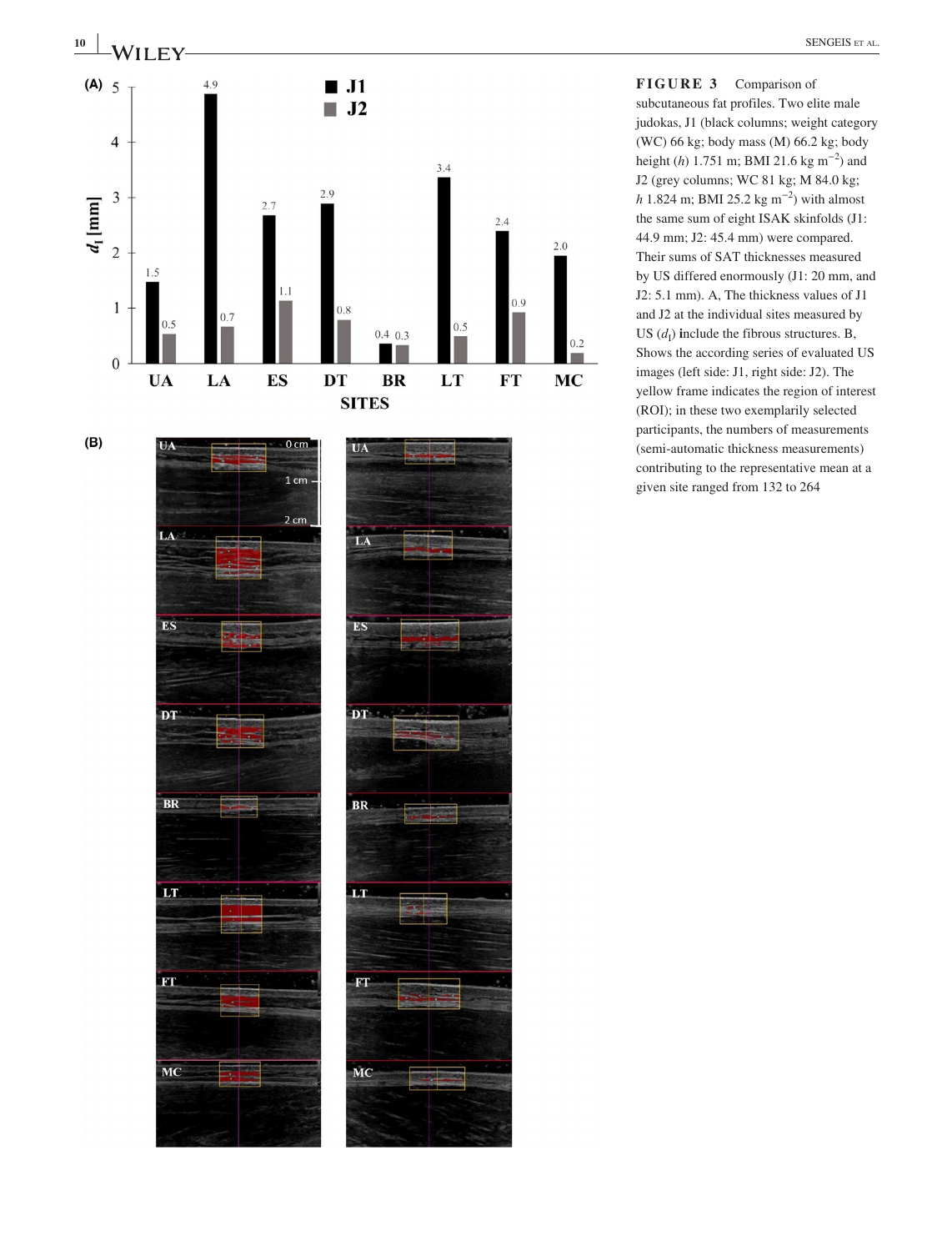**FIGURE 3** Comparison of subcutaneous fat profiles. Two elite male judokas, J1 (black columns; weight category (WC) 66 kg; body mass (M) 66.2 kg; body height ($h$) 1.751 m; BMI 21.6 kg m$^{-2}$) and J2 (grey columns; WC 81 kg; M 84.0 kg; $h$ 1.824 m; BMI 25.2 kg m$^{-2}$) with almost the same sum of eight ISAK skinfolds (J1: 44.9 mm; J2: 45.4 mm) were compared. Their sums of SAT thicknesses measured by US differed enormously (J1: 20 mm, and J2: 5.1 mm). A, The thickness values of J1 and J2 at the individual sites measured by US ($d_I$) **i**nclude the fibrous structures. B, Shows the according series of evaluated US images (left side: J1, right side: J2). The yellow frame indicates the region of interest (ROI); in these two exemplarily selected participants, the numbers of measurements (semi-automatic thickness measurements) contributing to the representative mean at a given site ranged from 132 to 264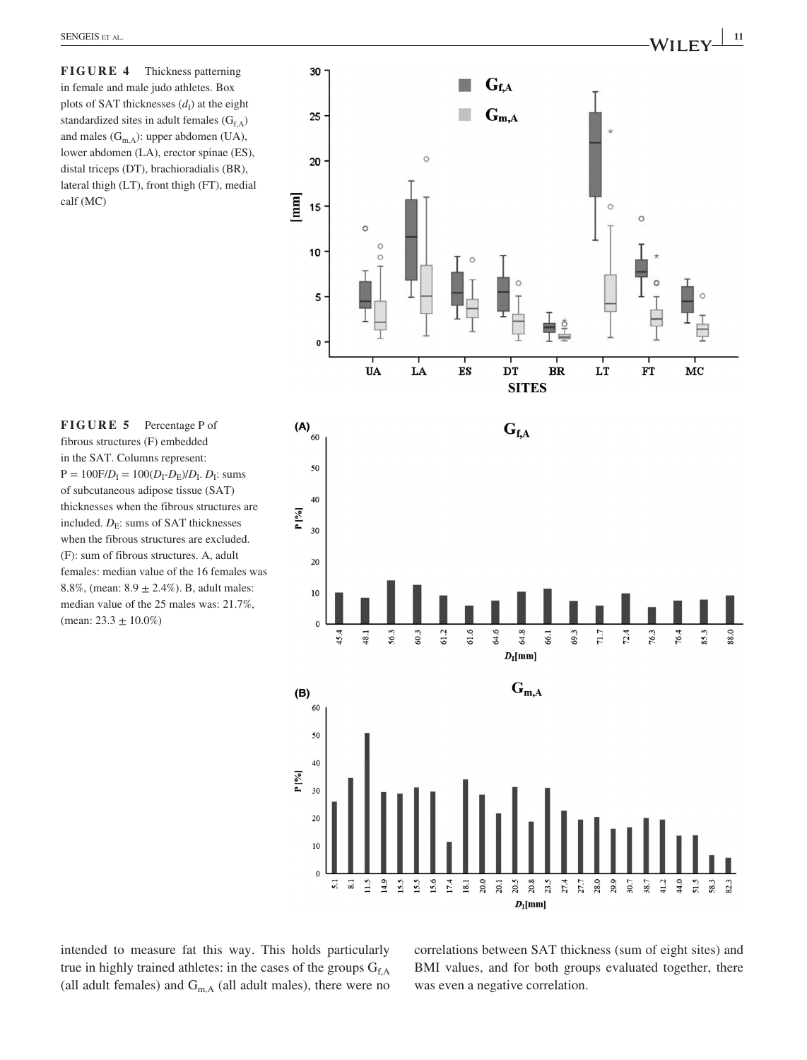**FIGURE 4** Thickness patterning in female and male judo athletes. Box plots of SAT thicknesses ($d_I$) at the eight standardized sites in adult females ($G_{f,A}$) and males ($G_{m,A}$): upper abdomen (UA), lower abdomen (LA), erector spinae (ES), distal triceps (DT), brachioradialis (BR), lateral thigh (LT), front thigh (FT), medial calf (MC)

**FIGURE 5** Percentage P of fibrous structures (F) embedded in the SAT. Columns represent: $P = 100F/D_I = 100(D_I\text{-}D_E)/D_I$. $D_I$: sums of subcutaneous adipose tissue (SAT) thicknesses when the fibrous structures are included. $D_E$: sums of SAT thicknesses when the fibrous structures are excluded. (F): sum of fibrous structures. A, adult females: median value of the 16 females was 8.8%, (mean: 8.9 ± 2.4%). B, adult males: median value of the 25 males was: 21.7%, (mean: 23.3 ± 10.0%)

intended to measure fat this way. This holds particularly true in highly trained athletes: in the cases of the groups $G_{f,A}$ (all adult females) and $G_{m,A}$ (all adult males), there were no correlations between SAT thickness (sum of eight sites) and BMI values, and for both groups evaluated together, there was even a negative correlation.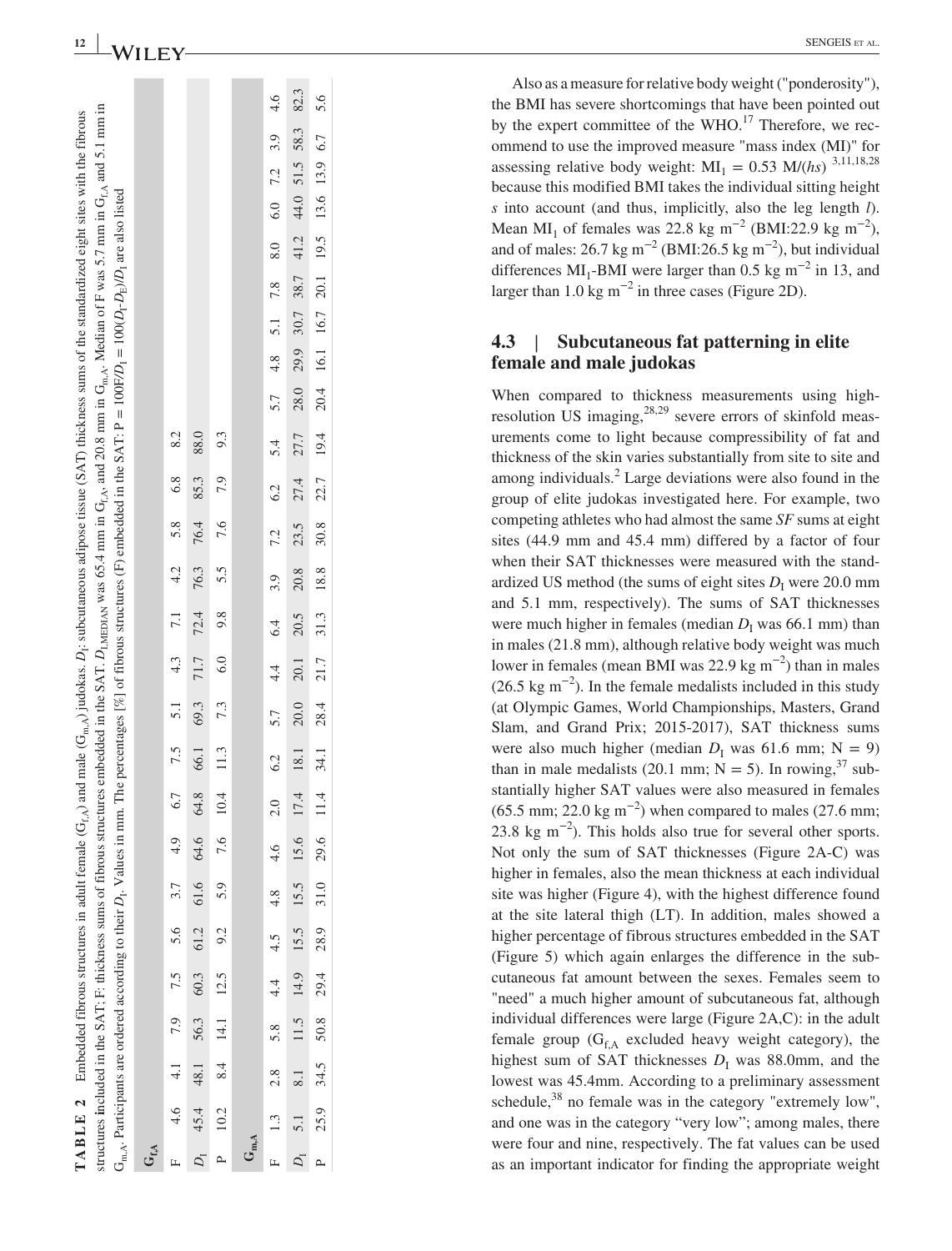**TABLE 2** Embedded fibrous structures in adult female ($G_{f,A}$) and male ($G_{m,A}$) judokas. $D_I$: subcutaneous adipose tissue (SAT) thickness sums of the standardized eight sites with the fibrous structures included in the SAT; F: thickness sums of fibrous structures embedded in the SAT. $D_{I,MEDIAN}$ was 65.4 mm in $G_{f,A}$, and 20.8 mm in $G_{m,A}$. Median of F was 5.7 mm in $G_{f,A}$ and 5.1 mm in $G_{m,A}$. Participants are ordered according to their $D_I$. Values in mm. The percentages [%] of fibrous structures (F) embedded in the SAT: P = $100F/D_I$ = $100(D_I-D_E)/D_I$ are also listed

| | | | | | | | | | | | | | | | | | | | | | | | | | |
|---|---|---|---|---|---|---|---|---|---|---|---|---|---|---|---|---|---|---|---|---|---|---|---|---|---|
| **$G_{f,A}$** | | | | | | | | | | | | | | | | | | | | | | | | | |
| F | 4.6 | 4.1 | 7.9 | 7.5 | 5.6 | 3.7 | 4.9 | 6.7 | 7.5 | 5.1 | 4.3 | 7.1 | 4.2 | 5.8 | 6.8 | 8.2 | | | | | | | | | |
| $D_I$ | 45.4 | 48.1 | 56.3 | 60.3 | 61.2 | 61.6 | 64.6 | 64.8 | 66.1 | 69.3 | 71.7 | 72.4 | 76.3 | 76.4 | 85.3 | 88.0 | | | | | | | | | |
| P | 10.2 | 8.4 | 14.1 | 12.5 | 9.2 | 5.9 | 7.6 | 10.4 | 11.3 | 7.3 | 6.0 | 9.8 | 5.5 | 7.6 | 7.9 | 9.3 | | | | | | | | | |
| **$G_{m,A}$** | | | | | | | | | | | | | | | | | | | | | | | | | |
| F | 1.3 | 2.8 | 5.8 | 4.4 | 4.5 | 4.8 | 4.6 | 2.0 | 6.2 | 5.7 | 4.4 | 6.4 | 3.9 | 7.2 | 6.2 | 5.4 | 5.7 | 4.8 | 5.1 | 7.8 | 8.0 | 6.0 | 7.2 | 3.9 | 4.6 |
| $D_I$ | 5.1 | 8.1 | 11.5 | 14.9 | 15.5 | 15.5 | 15.6 | 17.4 | 18.1 | 20.0 | 20.1 | 20.5 | 20.8 | 23.5 | 27.4 | 27.7 | 28.0 | 29.9 | 30.7 | 38.7 | 41.2 | 44.0 | 51.5 | 58.3 | 82.3 |
| P | 25.9 | 34.5 | 50.8 | 29.4 | 28.9 | 31.0 | 29.6 | 11.4 | 34.1 | 28.4 | 21.7 | 31.3 | 18.8 | 30.8 | 22.7 | 19.4 | 20.4 | 16.1 | 16.7 | 20.1 | 19.5 | 13.6 | 13.9 | 6.7 | 5.6 |

Also as a measure for relative body weight ("ponderosity"), the BMI has severe shortcomings that have been pointed out by the expert committee of the WHO.[17] Therefore, we recommend to use the improved measure "mass index (MI)" for assessing relative body weight: $MI_1 = 0.53\ M/(hs)$ [3,11,18,28] because this modified BMI takes the individual sitting height *s* into account (and thus, implicitly, also the leg length *l*). Mean $MI_1$ of females was 22.8 kg $m^{-2}$ (BMI:22.9 kg $m^{-2}$), and of males: 26.7 kg $m^{-2}$ (BMI:26.5 kg $m^{-2}$), but individual differences $MI_1$-BMI were larger than 0.5 kg $m^{-2}$ in 13, and larger than 1.0 kg $m^{-2}$ in three cases (Figure 2D).

## 4.3 | Subcutaneous fat patterning in elite female and male judokas

When compared to thickness measurements using high-resolution US imaging,[28,29] severe errors of skinfold measurements come to light because compressibility of fat and thickness of the skin varies substantially from site to site and among individuals.[2] Large deviations were also found in the group of elite judokas investigated here. For example, two competing athletes who had almost the same *SF* sums at eight sites (44.9 mm and 45.4 mm) differed by a factor of four when their SAT thicknesses were measured with the standardized US method (the sums of eight sites $D_I$ were 20.0 mm and 5.1 mm, respectively). The sums of SAT thicknesses were much higher in females (median $D_I$ was 66.1 mm) than in males (21.8 mm), although relative body weight was much lower in females (mean BMI was 22.9 kg $m^{-2}$) than in males (26.5 kg $m^{-2}$). In the female medalists included in this study (at Olympic Games, World Championships, Masters, Grand Slam, and Grand Prix; 2015-2017), SAT thickness sums were also much higher (median $D_I$ was 61.6 mm; N = 9) than in male medalists (20.1 mm; N = 5). In rowing,[37] substantially higher SAT values were also measured in females (65.5 mm; 22.0 kg $m^{-2}$) when compared to males (27.6 mm; 23.8 kg $m^{-2}$). This holds also true for several other sports. Not only the sum of SAT thicknesses (Figure 2A-C) was higher in females, also the mean thickness at each individual site was higher (Figure 4), with the highest difference found at the site lateral thigh (LT). In addition, males showed a higher percentage of fibrous structures embedded in the SAT (Figure 5) which again enlarges the difference in the subcutaneous fat amount between the sexes. Females seem to "need" a much higher amount of subcutaneous fat, although individual differences were large (Figure 2A,C): in the adult female group ($G_{f,A}$ excluded heavy weight category), the highest sum of SAT thicknesses $D_I$ was 88.0mm, and the lowest was 45.4mm. According to a preliminary assessment schedule,[38] no female was in the category "extremely low", and one was in the category "very low"; among males, there were four and nine, respectively. The fat values can be used as an important indicator for finding the appropriate weight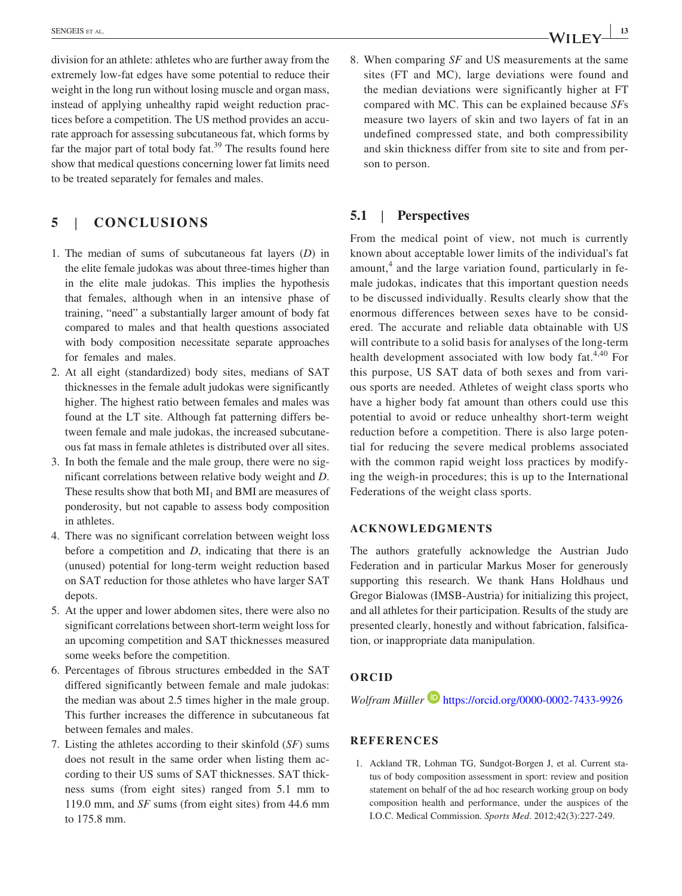division for an athlete: athletes who are further away from the extremely low-fat edges have some potential to reduce their weight in the long run without losing muscle and organ mass, instead of applying unhealthy rapid weight reduction practices before a competition. The US method provides an accurate approach for assessing subcutaneous fat, which forms by far the major part of total body fat.[39] The results found here show that medical questions concerning lower fat limits need to be treated separately for females and males.

## 5 | CONCLUSIONS

1. The median of sums of subcutaneous fat layers (*D*) in the elite female judokas was about three-times higher than in the elite male judokas. This implies the hypothesis that females, although when in an intensive phase of training, "need" a substantially larger amount of body fat compared to males and that health questions associated with body composition necessitate separate approaches for females and males.
2. At all eight (standardized) body sites, medians of SAT thicknesses in the female adult judokas were significantly higher. The highest ratio between females and males was found at the LT site. Although fat patterning differs between female and male judokas, the increased subcutaneous fat mass in female athletes is distributed over all sites.
3. In both the female and the male group, there were no significant correlations between relative body weight and *D*. These results show that both $MI_1$ and BMI are measures of ponderosity, but not capable to assess body composition in athletes.
4. There was no significant correlation between weight loss before a competition and *D*, indicating that there is an (unused) potential for long-term weight reduction based on SAT reduction for those athletes who have larger SAT depots.
5. At the upper and lower abdomen sites, there were also no significant correlations between short-term weight loss for an upcoming competition and SAT thicknesses measured some weeks before the competition.
6. Percentages of fibrous structures embedded in the SAT differed significantly between female and male judokas: the median was about 2.5 times higher in the male group. This further increases the difference in subcutaneous fat between females and males.
7. Listing the athletes according to their skinfold (*SF*) sums does not result in the same order when listing them according to their US sums of SAT thicknesses. SAT thickness sums (from eight sites) ranged from 5.1 mm to 119.0 mm, and *SF* sums (from eight sites) from 44.6 mm to 175.8 mm.
8. When comparing *SF* and US measurements at the same sites (FT and MC), large deviations were found and the median deviations were significantly higher at FT compared with MC. This can be explained because *SF*s measure two layers of skin and two layers of fat in an undefined compressed state, and both compressibility and skin thickness differ from site to site and from person to person.

### 5.1 | Perspectives

From the medical point of view, not much is currently known about acceptable lower limits of the individual's fat amount,[4] and the large variation found, particularly in female judokas, indicates that this important question needs to be discussed individually. Results clearly show that the enormous differences between sexes have to be considered. The accurate and reliable data obtainable with US will contribute to a solid basis for analyses of the long-term health development associated with low body fat.[4,40] For this purpose, US SAT data of both sexes and from various sports are needed. Athletes of weight class sports who have a higher body fat amount than others could use this potential to avoid or reduce unhealthy short-term weight reduction before a competition. There is also large potential for reducing the severe medical problems associated with the common rapid weight loss practices by modifying the weigh-in procedures; this is up to the International Federations of the weight class sports.

## ACKNOWLEDGMENTS

The authors gratefully acknowledge the Austrian Judo Federation and in particular Markus Moser for generously supporting this research. We thank Hans Holdhaus und Gregor Bialowas (IMSB-Austria) for initializing this project, and all athletes for their participation. Results of the study are presented clearly, honestly and without fabrication, falsification, or inappropriate data manipulation.

## ORCID

*Wolfram Müller* https://orcid.org/0000-0002-7433-9926

## REFERENCES

1. Ackland TR, Lohman TG, Sundgot-Borgen J, et al. Current status of body composition assessment in sport: review and position statement on behalf of the ad hoc research working group on body composition health and performance, under the auspices of the I.O.C. Medical Commission. *Sports Med*. 2012;42(3):227-249.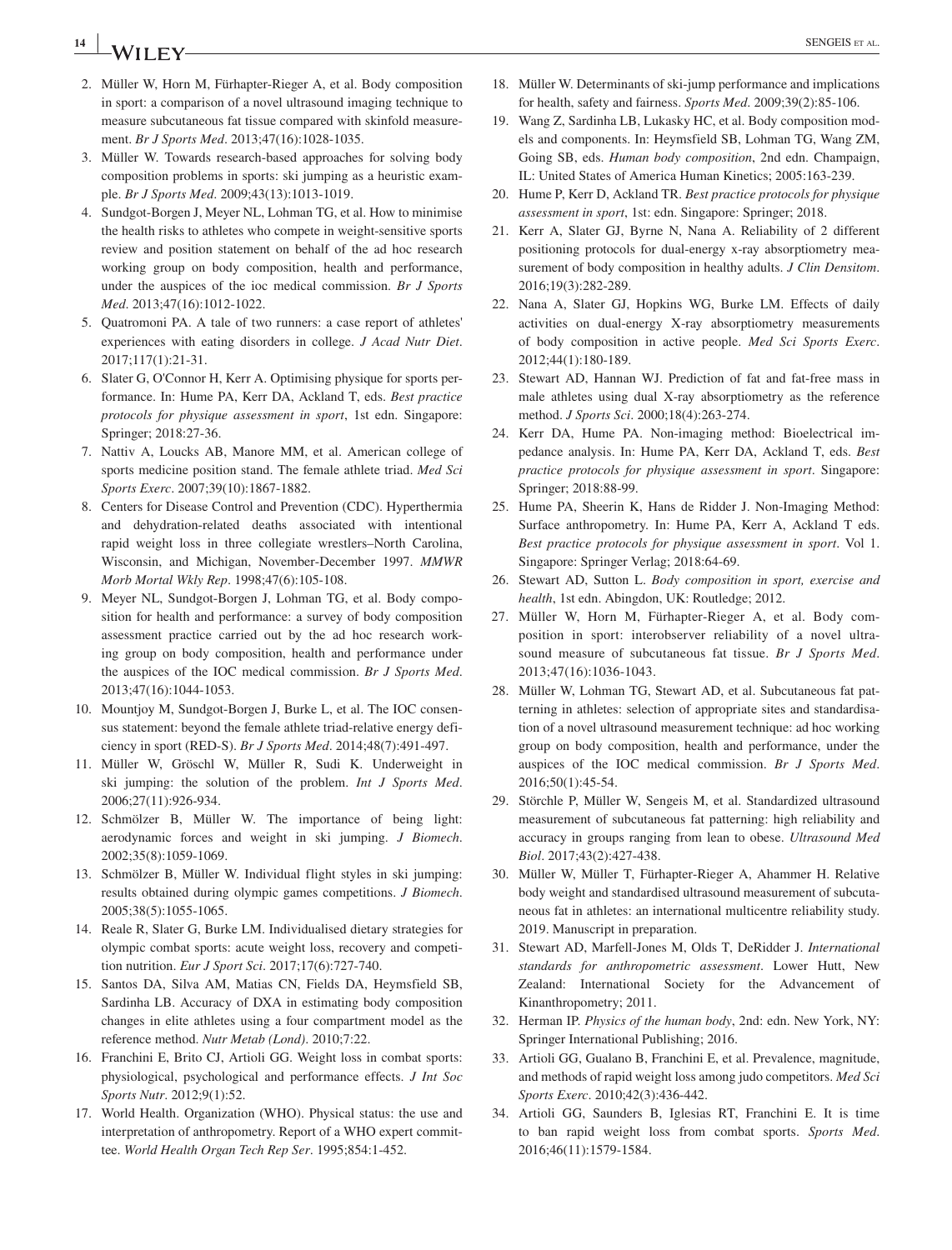2. Müller W, Horn M, Fürhapter-Rieger A, et al. Body composition in sport: a comparison of a novel ultrasound imaging technique to measure subcutaneous fat tissue compared with skinfold measurement. *Br J Sports Med*. 2013;47(16):1028-1035.
3. Müller W. Towards research-based approaches for solving body composition problems in sports: ski jumping as a heuristic example. *Br J Sports Med.* 2009;43(13):1013-1019.
4. Sundgot-Borgen J, Meyer NL, Lohman TG, et al. How to minimise the health risks to athletes who compete in weight-sensitive sports review and position statement on behalf of the ad hoc research working group on body composition, health and performance, under the auspices of the ioc medical commission. *Br J Sports Med*. 2013;47(16):1012-1022.
5. Quatromoni PA. A tale of two runners: a case report of athletes' experiences with eating disorders in college. *J Acad Nutr Diet*. 2017;117(1):21-31.
6. Slater G, O'Connor H, Kerr A. Optimising physique for sports performance. In: Hume PA, Kerr DA, Ackland T, eds. *Best practice protocols for physique assessment in sport*, 1st edn. Singapore: Springer; 2018:27-36.
7. Nattiv A, Loucks AB, Manore MM, et al. American college of sports medicine position stand. The female athlete triad. *Med Sci Sports Exerc*. 2007;39(10):1867-1882.
8. Centers for Disease Control and Prevention (CDC). Hyperthermia and dehydration-related deaths associated with intentional rapid weight loss in three collegiate wrestlers–North Carolina, Wisconsin, and Michigan, November-December 1997. *MMWR Morb Mortal Wkly Rep*. 1998;47(6):105-108.
9. Meyer NL, Sundgot-Borgen J, Lohman TG, et al. Body composition for health and performance: a survey of body composition assessment practice carried out by the ad hoc research working group on body composition, health and performance under the auspices of the IOC medical commission. *Br J Sports Med.* 2013;47(16):1044-1053.
10. Mountjoy M, Sundgot-Borgen J, Burke L, et al. The IOC consensus statement: beyond the female athlete triad-relative energy deficiency in sport (RED-S). *Br J Sports Med*. 2014;48(7):491-497.
11. Müller W, Gröschl W, Müller R, Sudi K. Underweight in ski jumping: the solution of the problem. *Int J Sports Med*. 2006;27(11):926-934.
12. Schmölzer B, Müller W. The importance of being light: aerodynamic forces and weight in ski jumping. *J Biomech*. 2002;35(8):1059-1069.
13. Schmölzer B, Müller W. Individual flight styles in ski jumping: results obtained during olympic games competitions. *J Biomech*. 2005;38(5):1055-1065.
14. Reale R, Slater G, Burke LM. Individualised dietary strategies for olympic combat sports: acute weight loss, recovery and competition nutrition. *Eur J Sport Sci*. 2017;17(6):727-740.
15. Santos DA, Silva AM, Matias CN, Fields DA, Heymsfield SB, Sardinha LB. Accuracy of DXA in estimating body composition changes in elite athletes using a four compartment model as the reference method. *Nutr Metab (Lond)*. 2010;7:22.
16. Franchini E, Brito CJ, Artioli GG. Weight loss in combat sports: physiological, psychological and performance effects. *J Int Soc Sports Nutr*. 2012;9(1):52.
17. World Health. Organization (WHO). Physical status: the use and interpretation of anthropometry. Report of a WHO expert committee. *World Health Organ Tech Rep Ser*. 1995;854:1-452.
18. Müller W. Determinants of ski-jump performance and implications for health, safety and fairness. *Sports Med.* 2009;39(2):85-106.
19. Wang Z, Sardinha LB, Lukasky HC, et al. Body composition models and components. In: Heymsfield SB, Lohman TG, Wang ZM, Going SB, eds. *Human body composition*, 2nd edn. Champaign, IL: United States of America Human Kinetics; 2005:163-239.
20. Hume P, Kerr D, Ackland TR. *Best practice protocols for physique assessment in sport*, 1st: edn. Singapore: Springer; 2018.
21. Kerr A, Slater GJ, Byrne N, Nana A. Reliability of 2 different positioning protocols for dual-energy x-ray absorptiometry measurement of body composition in healthy adults. *J Clin Densitom*. 2016;19(3):282-289.
22. Nana A, Slater GJ, Hopkins WG, Burke LM. Effects of daily activities on dual-energy X-ray absorptiometry measurements of body composition in active people. *Med Sci Sports Exerc*. 2012;44(1):180-189.
23. Stewart AD, Hannan WJ. Prediction of fat and fat-free mass in male athletes using dual X-ray absorptiometry as the reference method. *J Sports Sci*. 2000;18(4):263-274.
24. Kerr DA, Hume PA. Non-imaging method: Bioelectrical impedance analysis. In: Hume PA, Kerr DA, Ackland T, eds. *Best practice protocols for physique assessment in sport*. Singapore: Springer; 2018:88-99.
25. Hume PA, Sheerin K, Hans de Ridder J. Non-Imaging Method: Surface anthropometry. In: Hume PA, Kerr A, Ackland T eds. *Best practice protocols for physique assessment in sport*. Vol 1. Singapore: Springer Verlag; 2018:64-69.
26. Stewart AD, Sutton L. *Body composition in sport, exercise and health*, 1st edn. Abingdon, UK: Routledge; 2012.
27. Müller W, Horn M, Fürhapter-Rieger A, et al. Body composition in sport: interobserver reliability of a novel ultrasound measure of subcutaneous fat tissue. *Br J Sports Med*. 2013;47(16):1036-1043.
28. Müller W, Lohman TG, Stewart AD, et al. Subcutaneous fat patterning in athletes: selection of appropriate sites and standardisation of a novel ultrasound measurement technique: ad hoc working group on body composition, health and performance, under the auspices of the IOC medical commission. *Br J Sports Med*. 2016;50(1):45-54.
29. Störchle P, Müller W, Sengeis M, et al. Standardized ultrasound measurement of subcutaneous fat patterning: high reliability and accuracy in groups ranging from lean to obese. *Ultrasound Med Biol*. 2017;43(2):427-438.
30. Müller W, Müller T, Fürhapter-Rieger A, Ahammer H. Relative body weight and standardised ultrasound measurement of subcutaneous fat in athletes: an international multicentre reliability study. 2019. Manuscript in preparation.
31. Stewart AD, Marfell-Jones M, Olds T, DeRidder J. *International standards for anthropometric assessment*. Lower Hutt, New Zealand: International Society for the Advancement of Kinanthropometry; 2011.
32. Herman IP. *Physics of the human body*, 2nd: edn. New York, NY: Springer International Publishing; 2016.
33. Artioli GG, Gualano B, Franchini E, et al. Prevalence, magnitude, and methods of rapid weight loss among judo competitors. *Med Sci Sports Exerc*. 2010;42(3):436-442.
34. Artioli GG, Saunders B, Iglesias RT, Franchini E. It is time to ban rapid weight loss from combat sports. *Sports Med*. 2016;46(11):1579-1584.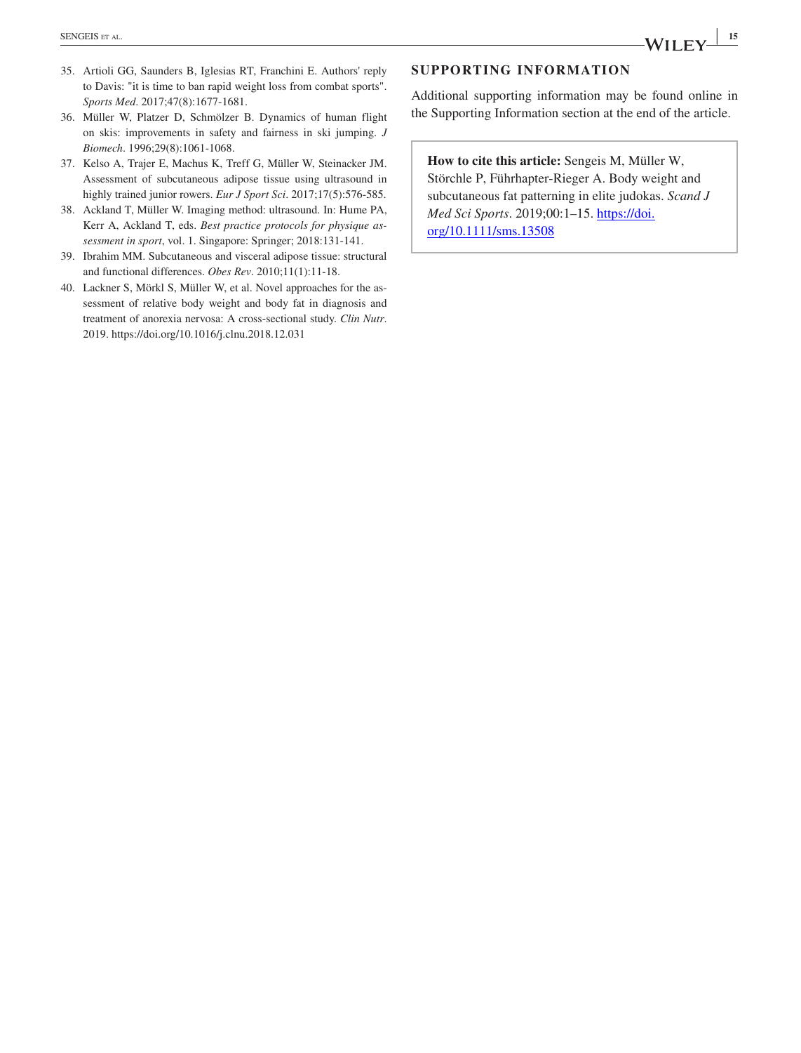35. Artioli GG, Saunders B, Iglesias RT, Franchini E. Authors' reply to Davis: "it is time to ban rapid weight loss from combat sports". *Sports Med*. 2017;47(8):1677-1681.
36. Müller W, Platzer D, Schmölzer B. Dynamics of human flight on skis: improvements in safety and fairness in ski jumping. *J Biomech*. 1996;29(8):1061-1068.
37. Kelso A, Trajer E, Machus K, Treff G, Müller W, Steinacker JM. Assessment of subcutaneous adipose tissue using ultrasound in highly trained junior rowers. *Eur J Sport Sci*. 2017;17(5):576-585.
38. Ackland T, Müller W. Imaging method: ultrasound. In: Hume PA, Kerr A, Ackland T, eds. *Best practice protocols for physique assessment in sport*, vol. 1. Singapore: Springer; 2018:131-141.
39. Ibrahim MM. Subcutaneous and visceral adipose tissue: structural and functional differences. *Obes Rev*. 2010;11(1):11-18.
40. Lackner S, Mörkl S, Müller W, et al. Novel approaches for the assessment of relative body weight and body fat in diagnosis and treatment of anorexia nervosa: A cross-sectional study. *Clin Nutr*. 2019. https://doi.org/10.1016/j.clnu.2018.12.031

## SUPPORTING INFORMATION

Additional supporting information may be found online in the Supporting Information section at the end of the article.

**How to cite this article:** Sengeis M, Müller W, Störchle P, Führhapter-Rieger A. Body weight and subcutaneous fat patterning in elite judokas. *Scand J Med Sci Sports*. 2019;00:1–15. https://doi.org/10.1111/sms.13508